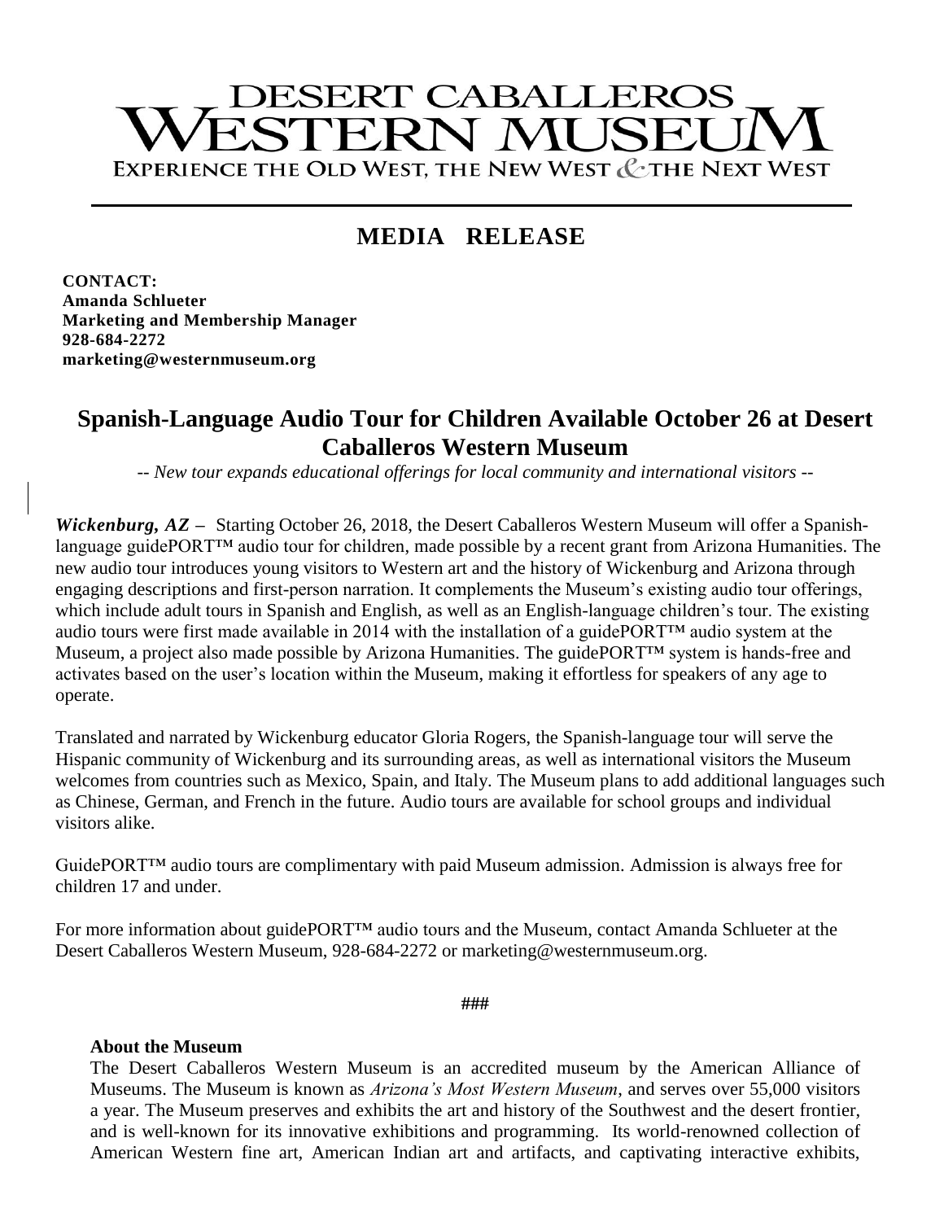# DESERT CABALLEROS WESTERN MUSEUM

EXPERIENCE THE OLD WEST, THE NEW WEST & THE NEXT WEST

## MEDIA RELEASE

**CONTACT:**
**Amanda Schlueter**
**Marketing and Membership Manager**
**928-684-2272**
**marketing@westernmuseum.org**

## Spanish-Language Audio Tour for Children Available October 26 at Desert Caballeros Western Museum

*-- New tour expands educational offerings for local community and international visitors --*

***Wickenburg, AZ*** – Starting October 26, 2018, the Desert Caballeros Western Museum will offer a Spanish-language guidePORT™ audio tour for children, made possible by a recent grant from Arizona Humanities. The new audio tour introduces young visitors to Western art and the history of Wickenburg and Arizona through engaging descriptions and first-person narration. It complements the Museum's existing audio tour offerings, which include adult tours in Spanish and English, as well as an English-language children's tour. The existing audio tours were first made available in 2014 with the installation of a guidePORT™ audio system at the Museum, a project also made possible by Arizona Humanities. The guidePORT™ system is hands-free and activates based on the user's location within the Museum, making it effortless for speakers of any age to operate.

Translated and narrated by Wickenburg educator Gloria Rogers, the Spanish-language tour will serve the Hispanic community of Wickenburg and its surrounding areas, as well as international visitors the Museum welcomes from countries such as Mexico, Spain, and Italy. The Museum plans to add additional languages such as Chinese, German, and French in the future. Audio tours are available for school groups and individual visitors alike.

GuidePORT™ audio tours are complimentary with paid Museum admission. Admission is always free for children 17 and under.

For more information about guidePORT™ audio tours and the Museum, contact Amanda Schlueter at the Desert Caballeros Western Museum, 928-684-2272 or marketing@westernmuseum.org.

###

**About the Museum**

The Desert Caballeros Western Museum is an accredited museum by the American Alliance of Museums. The Museum is known as *Arizona's Most Western Museum*, and serves over 55,000 visitors a year. The Museum preserves and exhibits the art and history of the Southwest and the desert frontier, and is well-known for its innovative exhibitions and programming. Its world-renowned collection of American Western fine art, American Indian art and artifacts, and captivating interactive exhibits,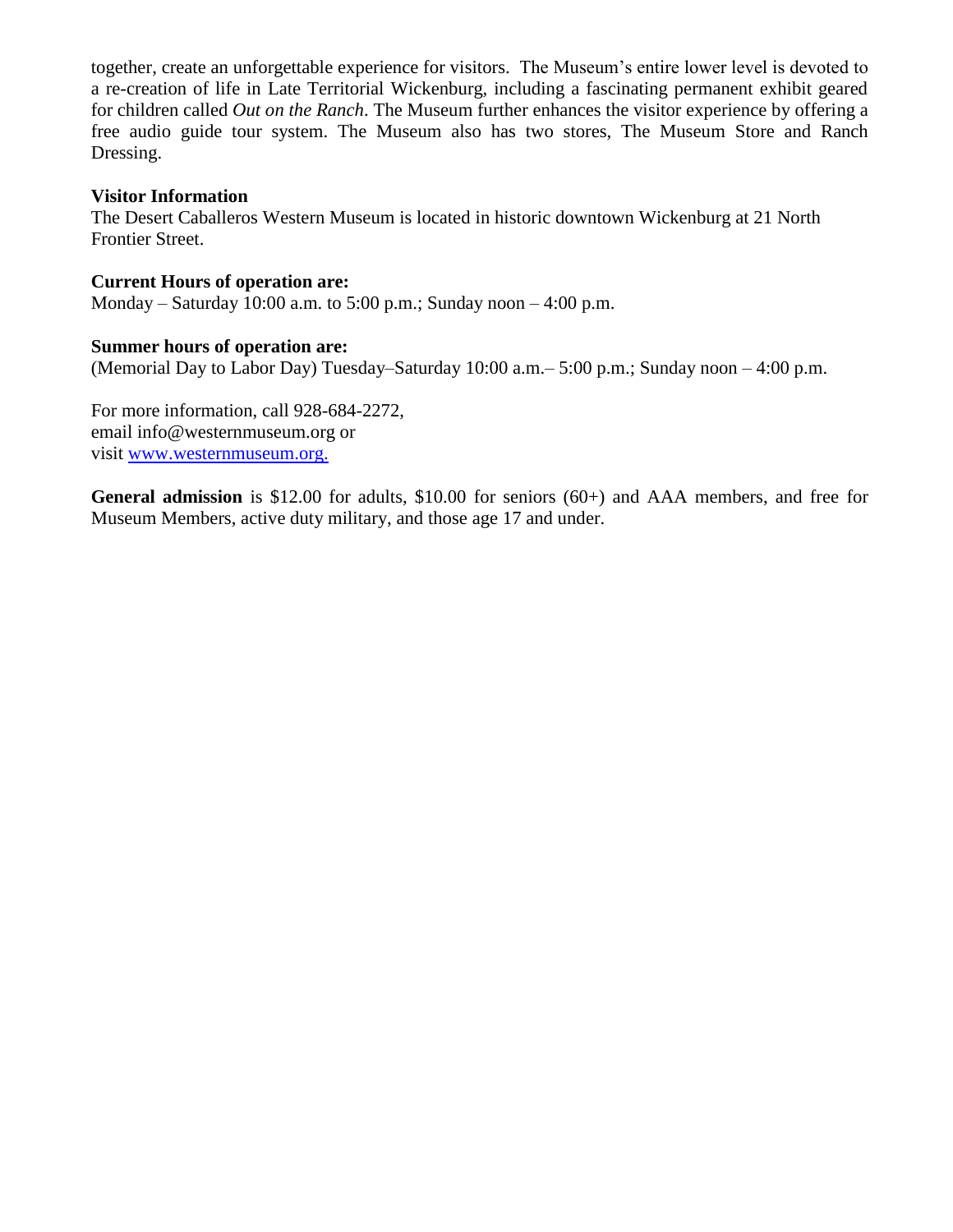together, create an unforgettable experience for visitors. The Museum's entire lower level is devoted to a re-creation of life in Late Territorial Wickenburg, including a fascinating permanent exhibit geared for children called *Out on the Ranch*. The Museum further enhances the visitor experience by offering a free audio guide tour system. The Museum also has two stores, The Museum Store and Ranch Dressing.

**Visitor Information**
The Desert Caballeros Western Museum is located in historic downtown Wickenburg at 21 North Frontier Street.

**Current Hours of operation are:**
Monday – Saturday 10:00 a.m. to 5:00 p.m.; Sunday noon – 4:00 p.m.

**Summer hours of operation are:**
(Memorial Day to Labor Day) Tuesday–Saturday 10:00 a.m.– 5:00 p.m.; Sunday noon – 4:00 p.m.

For more information, call 928-684-2272,
email info@westernmuseum.org or
visit [www.westernmuseum.org.](http://www.westernmuseum.org)

**General admission** is $12.00 for adults, $10.00 for seniors (60+) and AAA members, and free for Museum Members, active duty military, and those age 17 and under.